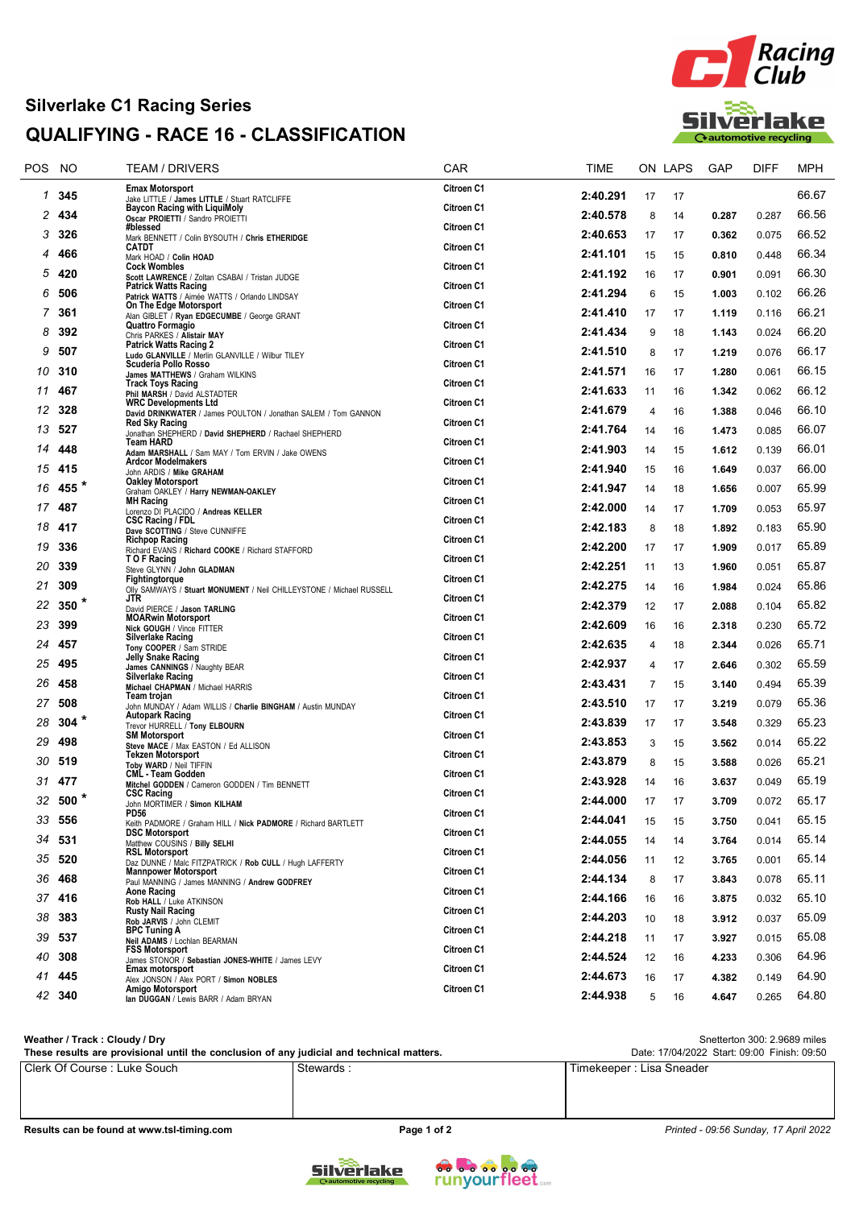# Silverlake C1 Racing Series

## QUALIFYING - RACE 16 - CLASSIFICATION

| POS | NO | TEAM / DRIVERS | CAR | TIME | ON | LAPS | GAP | DIFF | MPH |
|---|---|---|---|---|---|---|---|---|---|
| 1 | 345 | **Emax Motorsport** Jake LITTLE / **James LITTLE** / Stuart RATCLIFFE | Citroen C1 | 2:40.291 | 17 | 17 | | | 66.67 |
| 2 | 434 | **Baycon Racing with LiquiMoly** **Oscar PROIETTI** / Sandro PROIETTI | Citroen C1 | 2:40.578 | 8 | 14 | 0.287 | 0.287 | 66.56 |
| 3 | 326 | **#blessed** Mark BENNETT / Colin BYSOUTH / **Chris ETHERIDGE** | Citroen C1 | 2:40.653 | 17 | 17 | 0.362 | 0.075 | 66.52 |
| 4 | 466 | **CATDT** Mark HOAD / **Colin HOAD** | Citroen C1 | 2:41.101 | 15 | 15 | 0.810 | 0.448 | 66.34 |
| 5 | 420 | **Cock Wombles** **Scott LAWRENCE** / Zoltan CSABAI / Tristan JUDGE | Citroen C1 | 2:41.192 | 16 | 17 | 0.901 | 0.091 | 66.30 |
| 6 | 506 | **Patrick Watts Racing** **Patrick WATTS** / Aimée WATTS / Orlando LINDSAY | Citroen C1 | 2:41.294 | 6 | 15 | 1.003 | 0.102 | 66.26 |
| 7 | 361 | **On The Edge Motorsport** Alan GIBLET / **Ryan EDGECUMBE** / George GRANT | Citroen C1 | 2:41.410 | 17 | 17 | 1.119 | 0.116 | 66.21 |
| 8 | 392 | **Quattro Formagio** Chris PARKES / **Alistair MAY** | Citroen C1 | 2:41.434 | 9 | 18 | 1.143 | 0.024 | 66.20 |
| 9 | 507 | **Patrick Watts Racing 2** **Ludo GLANVILLE** / Merlin GLANVILLE / Wilbur TILEY | Citroen C1 | 2:41.510 | 8 | 17 | 1.219 | 0.076 | 66.17 |
| 10 | 310 | **Scuderia Pollo Rosso** **James MATTHEWS** / Graham WILKINS | Citroen C1 | 2:41.571 | 16 | 17 | 1.280 | 0.061 | 66.15 |
| 11 | 467 | **Track Toys Racing** **Phil MARSH** / David ALSTADTER | Citroen C1 | 2:41.633 | 11 | 16 | 1.342 | 0.062 | 66.12 |
| 12 | 328 | **WRC Developments Ltd** **David DRINKWATER** / James POULTON / Jonathan SALEM / Tom GANNON | Citroen C1 | 2:41.679 | 4 | 16 | 1.388 | 0.046 | 66.10 |
| 13 | 527 | **Red Sky Racing** Jonathan SHEPHERD / **David SHEPHERD** / Rachael SHEPHERD | Citroen C1 | 2:41.764 | 14 | 16 | 1.473 | 0.085 | 66.07 |
| 14 | 448 | **Team HARD** **Adam MARSHALL** / Sam MAY / Tom ERVIN / Jake OWENS | Citroen C1 | 2:41.903 | 14 | 15 | 1.612 | 0.139 | 66.01 |
| 15 | 415 | **Ardcor Modelmakers** John ARDIS / **Mike GRAHAM** | Citroen C1 | 2:41.940 | 15 | 16 | 1.649 | 0.037 | 66.00 |
| 16 | 455 * | **Oakley Motorsport** Graham OAKLEY / **Harry NEWMAN-OAKLEY** | Citroen C1 | 2:41.947 | 14 | 18 | 1.656 | 0.007 | 65.99 |
| 17 | 487 | **MH Racing** Lorenzo DI PLACIDO / **Andreas KELLER** | Citroen C1 | 2:42.000 | 14 | 17 | 1.709 | 0.053 | 65.97 |
| 18 | 417 | **CSC Racing / FDL** **Dave SCOTTING** / Steve CUNNIFFE | Citroen C1 | 2:42.183 | 8 | 18 | 1.892 | 0.183 | 65.90 |
| 19 | 336 | **Richpop Racing** Richard EVANS / **Richard COOKE** / Richard STAFFORD | Citroen C1 | 2:42.200 | 17 | 17 | 1.909 | 0.017 | 65.89 |
| 20 | 339 | **T O F Racing** Steve GLYNN / **John GLADMAN** | Citroen C1 | 2:42.251 | 11 | 13 | 1.960 | 0.051 | 65.87 |
| 21 | 309 | **Fightingtorque** Olly SAMWAYS / **Stuart MONUMENT** / Neil CHILLEYSTONE / Michael RUSSELL | Citroen C1 | 2:42.275 | 14 | 16 | 1.984 | 0.024 | 65.86 |
| 22 | 350 * | **JTR** David PIERCE / **Jason TARLING** | Citroen C1 | 2:42.379 | 12 | 17 | 2.088 | 0.104 | 65.82 |
| 23 | 399 | **MOARwin Motorsport** **Nick GOUGH** / Vince FITTER | Citroen C1 | 2:42.609 | 16 | 16 | 2.318 | 0.230 | 65.72 |
| 24 | 457 | **Silverlake Racing** **Tony COOPER** / Sam STRIDE | Citroen C1 | 2:42.635 | 4 | 18 | 2.344 | 0.026 | 65.71 |
| 25 | 495 | **Jelly Snake Racing** **James CANNINGS** / Naughty BEAR | Citroen C1 | 2:42.937 | 4 | 17 | 2.646 | 0.302 | 65.59 |
| 26 | 458 | **Silverlake Racing** **Michael CHAPMAN** / Michael HARRIS | Citroen C1 | 2:43.431 | 7 | 15 | 3.140 | 0.494 | 65.39 |
| 27 | 508 | **Team trojan** John MUNDAY / Adam WILLIS / **Charlie BINGHAM** / Austin MUNDAY | Citroen C1 | 2:43.510 | 17 | 17 | 3.219 | 0.079 | 65.36 |
| 28 | 304 * | **Autopark Racing** Trevor HURRELL / **Tony ELBOURN** | Citroen C1 | 2:43.839 | 17 | 17 | 3.548 | 0.329 | 65.23 |
| 29 | 498 | **SM Motorsport** **Steve MACE** / Max EASTON / Ed ALLISON | Citroen C1 | 2:43.853 | 3 | 15 | 3.562 | 0.014 | 65.22 |
| 30 | 519 | **Tekzen Motorsport** **Toby WARD** / Neil TIFFIN | Citroen C1 | 2:43.879 | 8 | 15 | 3.588 | 0.026 | 65.21 |
| 31 | 477 | **CML - Team Godden** **Mitchel GODDEN** / Cameron GODDEN / Tim BENNETT | Citroen C1 | 2:43.928 | 14 | 16 | 3.637 | 0.049 | 65.19 |
| 32 | 500 * | **CSC Racing** John MORTIMER / **Simon KILHAM** | Citroen C1 | 2:44.000 | 17 | 17 | 3.709 | 0.072 | 65.17 |
| 33 | 556 | **PD56** Keith PADMORE / Graham HILL / **Nick PADMORE** / Richard BARTLETT | Citroen C1 | 2:44.041 | 15 | 15 | 3.750 | 0.041 | 65.15 |
| 34 | 531 | **DSC Motorsport** Matthew COUSINS / **Billy SELHI** | Citroen C1 | 2:44.055 | 14 | 14 | 3.764 | 0.014 | 65.14 |
| 35 | 520 | **RSL Motorsport** Daz DUNNE / Malc FITZPATRICK / **Rob CULL** / Hugh LAFFERTY | Citroen C1 | 2:44.056 | 11 | 12 | 3.765 | 0.001 | 65.14 |
| 36 | 468 | **Mannpower Motorsport** Paul MANNING / James MANNING / **Andrew GODFREY** | Citroen C1 | 2:44.134 | 8 | 17 | 3.843 | 0.078 | 65.11 |
| 37 | 416 | **Aone Racing** **Rob HALL** / Luke ATKINSON | Citroen C1 | 2:44.166 | 16 | 16 | 3.875 | 0.032 | 65.10 |
| 38 | 383 | **Rusty Nail Racing** **Rob JARVIS** / John CLEMIT | Citroen C1 | 2:44.203 | 10 | 18 | 3.912 | 0.037 | 65.09 |
| 39 | 537 | **BPC Tuning A** **Neil ADAMS** / Lochlan BEARMAN | Citroen C1 | 2:44.218 | 11 | 17 | 3.927 | 0.015 | 65.08 |
| 40 | 308 | **FSS Motorsport** James STONOR / **Sebastian JONES-WHITE** / James LEVY | Citroen C1 | 2:44.524 | 12 | 16 | 4.233 | 0.306 | 64.96 |
| 41 | 445 | **Emax motorsport** Alex JONSON / Alex PORT / **Simon NOBLES** | Citroen C1 | 2:44.673 | 16 | 17 | 4.382 | 0.149 | 64.90 |
| 42 | 340 | **Amigo Motorsport** **Ian DUGGAN** / Lewis BARR / Adam BRYAN | Citroen C1 | 2:44.938 | 5 | 16 | 4.647 | 0.265 | 64.80 |

**Weather / Track : Cloudy / Dry**

**These results are provisional until the conclusion of any judicial and technical matters.**

Snetterton 300: 2.9689 miles

Date: 17/04/2022 Start: 09:00 Finish: 09:50

| Clerk Of Course : Luke Souch | Stewards : | Timekeeper : Lisa Sneader |
|---|---|---|

**Results can be found at www.tsl-timing.com**

*Printed - 09:56 Sunday, 17 April 2022*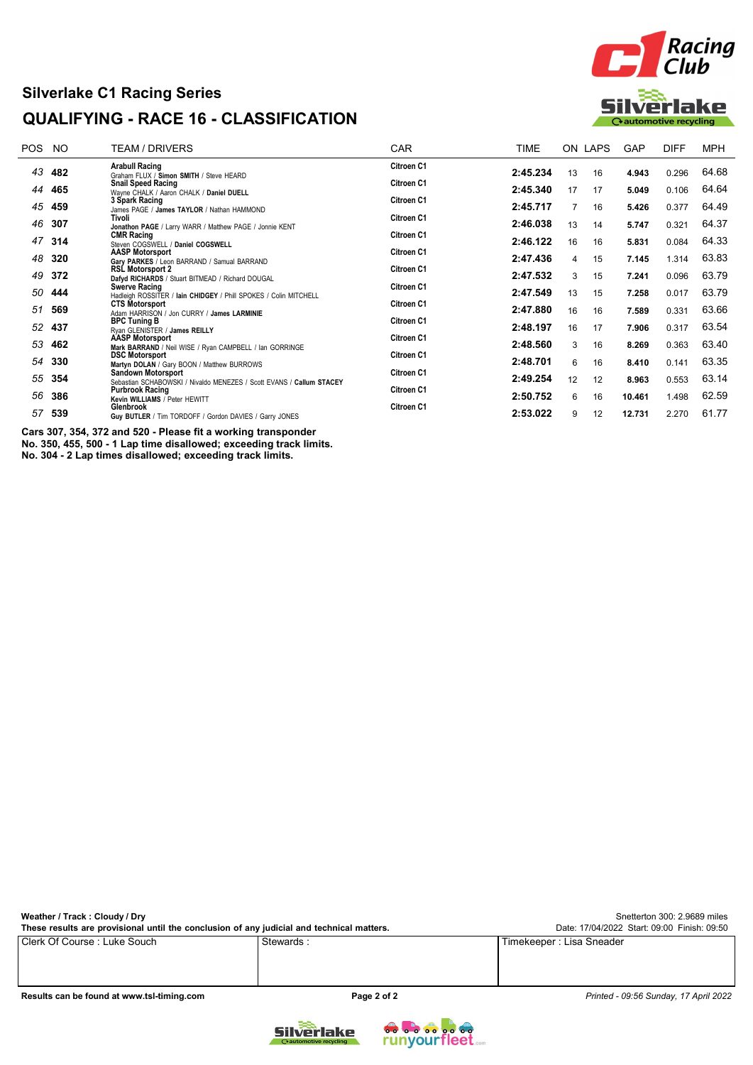## Silverlake C1 Racing Series

## QUALIFYING - RACE 16 - CLASSIFICATION

| POS | NO | TEAM / DRIVERS | CAR | TIME | ON | LAPS | GAP | DIFF | MPH |
|---|---|---|---|---|---|---|---|---|---|
| 43 | 482 | **Arabull Racing** Graham FLUX / **Simon SMITH** / Steve HEARD | Citroen C1 | 2:45.234 | 13 | 16 | 4.943 | 0.296 | 64.68 |
| 44 | 465 | **Snail Speed Racing** Wayne CHALK / Aaron CHALK / **Daniel DUELL** | Citroen C1 | 2:45.340 | 17 | 17 | 5.049 | 0.106 | 64.64 |
| 45 | 459 | **3 Spark Racing** James PAGE / **James TAYLOR** / Nathan HAMMOND | Citroen C1 | 2:45.717 | 7 | 16 | 5.426 | 0.377 | 64.49 |
| 46 | 307 | **Tivoli** **Jonathon PAGE** / Larry WARR / Matthew PAGE / Jonnie KENT | Citroen C1 | 2:46.038 | 13 | 14 | 5.747 | 0.321 | 64.37 |
| 47 | 314 | **CMR Racing** Steven COGSWELL / **Daniel COGSWELL** | Citroen C1 | 2:46.122 | 16 | 16 | 5.831 | 0.084 | 64.33 |
| 48 | 320 | **AASP Motorsport** **Gary PARKES** / Leon BARRAND / Samual BARRAND | Citroen C1 | 2:47.436 | 4 | 15 | 7.145 | 1.314 | 63.83 |
| 49 | 372 | **RSL Motorsport 2** **Dafyd RICHARDS** / Stuart BITMEAD / Richard DOUGAL | Citroen C1 | 2:47.532 | 3 | 15 | 7.241 | 0.096 | 63.79 |
| 50 | 444 | **Swerve Racing** Hadleigh ROSSITER / **Iain CHIDGEY** / Phill SPOKES / Colin MITCHELL | Citroen C1 | 2:47.549 | 13 | 15 | 7.258 | 0.017 | 63.79 |
| 51 | 569 | **CTS Motorsport** Adam HARRISON / Jon CURRY / **James LARMINIE** | Citroen C1 | 2:47.880 | 16 | 16 | 7.589 | 0.331 | 63.66 |
| 52 | 437 | **BPC Tuning B** Ryan GLENISTER / **James REILLY** | Citroen C1 | 2:48.197 | 16 | 17 | 7.906 | 0.317 | 63.54 |
| 53 | 462 | **AASP Motorsport** **Mark BARRAND** / Neil WISE / Ryan CAMPBELL / Ian GORRINGE | Citroen C1 | 2:48.560 | 3 | 16 | 8.269 | 0.363 | 63.40 |
| 54 | 330 | **DSC Motorsport** **Martyn DOLAN** / Gary BOON / Matthew BURROWS | Citroen C1 | 2:48.701 | 6 | 16 | 8.410 | 0.141 | 63.35 |
| 55 | 354 | **Sandown Motorsport** Sebastian SCHABOWSKI / Nivaldo MENEZES / Scott EVANS / **Callum STACEY** | Citroen C1 | 2:49.254 | 12 | 12 | 8.963 | 0.553 | 63.14 |
| 56 | 386 | **Purbrook Racing** **Kevin WILLIAMS** / Peter HEWITT | Citroen C1 | 2:50.752 | 6 | 16 | 10.461 | 1.498 | 62.59 |
| 57 | 539 | **Glenbrook** **Guy BUTLER** / Tim TORDOFF / Gordon DAVIES / Garry JONES | Citroen C1 | 2:53.022 | 9 | 12 | 12.731 | 2.270 | 61.77 |

**Cars 307, 354, 372 and 520 - Please fit a working transponder**
**No. 350, 455, 500 - 1 Lap time disallowed; exceeding track limits.**
**No. 304 - 2 Lap times disallowed; exceeding track limits.**

**Weather / Track : Cloudy / Dry**
**These results are provisional until the conclusion of any judicial and technical matters.**

Snetterton 300: 2.9689 miles
Date: 17/04/2022 Start: 09:00 Finish: 09:50

| Clerk Of Course : Luke Souch | Stewards : | Timekeeper : Lisa Sneader |
|---|---|---|

**Results can be found at www.tsl-timing.com**

*Printed - 09:56 Sunday, 17 April 2022*